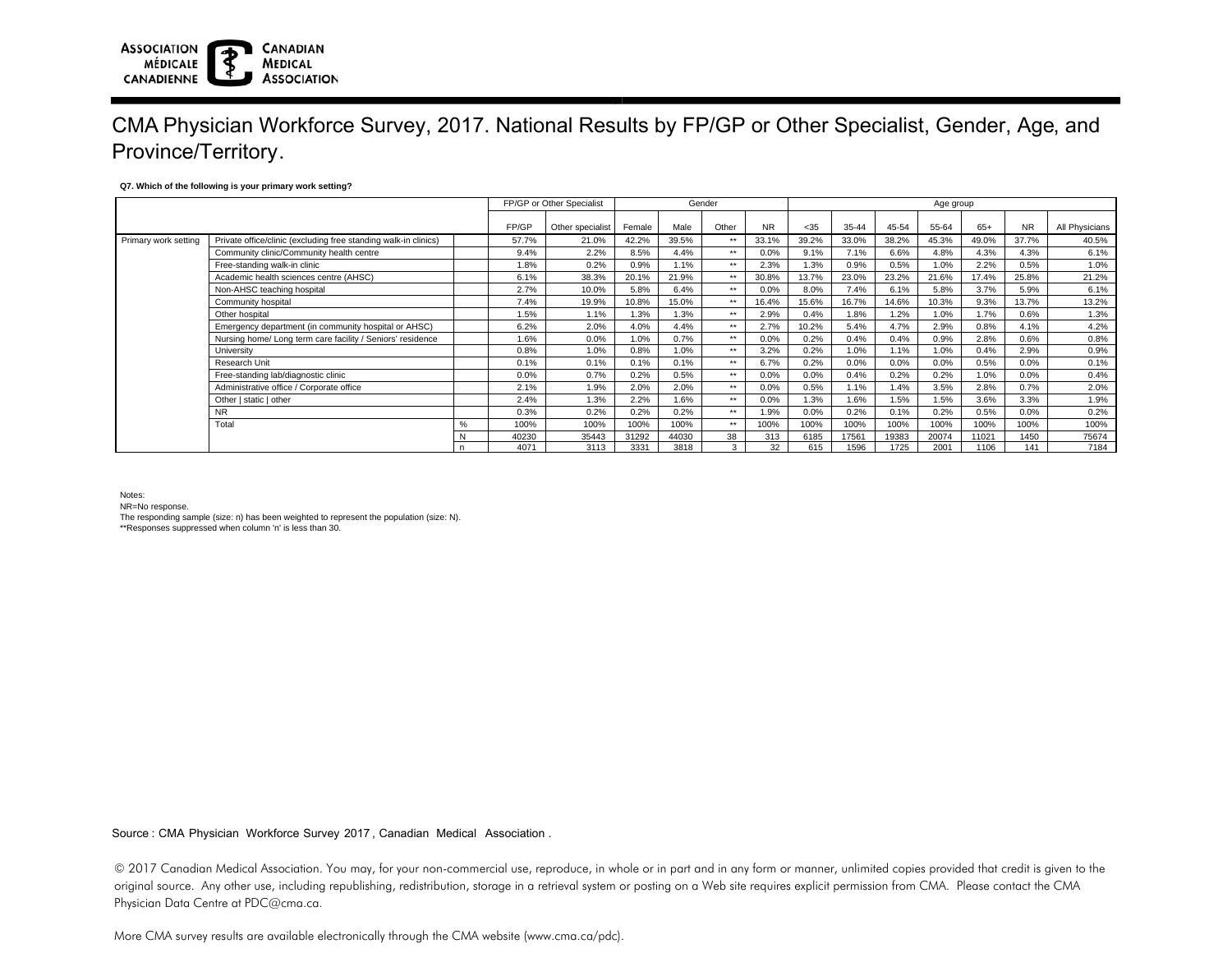# CMA Physician Workforce Survey, 2017. National Results by FP/GP or Other Specialist, Gender, Age, and Province/Territory.

**Q7. Which of the following is your primary work setting?**

| | | | FP/GP or Other Specialist | | Gender | | | | Age group | | | | | | | |
|---|---|---|---|---|---|---|---|---|---|---|---|---|---|---|---|---|
| | | | FP/GP | Other specialist | Female | Male | Other | NR | <35 | 35-44 | 45-54 | 55-64 | 65+ | NR | All Physicians |
| Primary work setting | Private office/clinic (excluding free standing walk-in clinics) | | 57.7% | 21.0% | 42.2% | 39.5% | ** | 33.1% | 39.2% | 33.0% | 38.2% | 45.3% | 49.0% | 37.7% | 40.5% |
| | Community clinic/Community health centre | | 9.4% | 2.2% | 8.5% | 4.4% | ** | 0.0% | 9.1% | 7.1% | 6.6% | 4.8% | 4.3% | 4.3% | 6.1% |
| | Free-standing walk-in clinic | | 1.8% | 0.2% | 0.9% | 1.1% | ** | 2.3% | 1.3% | 0.9% | 0.5% | 1.0% | 2.2% | 0.5% | 1.0% |
| | Academic health sciences centre (AHSC) | | 6.1% | 38.3% | 20.1% | 21.9% | ** | 30.8% | 13.7% | 23.0% | 23.2% | 21.6% | 17.4% | 25.8% | 21.2% |
| | Non-AHSC teaching hospital | | 2.7% | 10.0% | 5.8% | 6.4% | ** | 0.0% | 8.0% | 7.4% | 6.1% | 5.8% | 3.7% | 5.9% | 6.1% |
| | Community hospital | | 7.4% | 19.9% | 10.8% | 15.0% | ** | 16.4% | 15.6% | 16.7% | 14.6% | 10.3% | 9.3% | 13.7% | 13.2% |
| | Other hospital | | 1.5% | 1.1% | 1.3% | 1.3% | ** | 2.9% | 0.4% | 1.8% | 1.2% | 1.0% | 1.7% | 0.6% | 1.3% |
| | Emergency department (in community hospital or AHSC) | | 6.2% | 2.0% | 4.0% | 4.4% | ** | 2.7% | 10.2% | 5.4% | 4.7% | 2.9% | 0.8% | 4.1% | 4.2% |
| | Nursing home/ Long term care facility / Seniors' residence | | 1.6% | 0.0% | 1.0% | 0.7% | ** | 0.0% | 0.2% | 0.4% | 0.4% | 0.9% | 2.8% | 0.6% | 0.8% |
| | University | | 0.8% | 1.0% | 0.8% | 1.0% | ** | 3.2% | 0.2% | 1.0% | 1.1% | 1.0% | 0.4% | 2.9% | 0.9% |
| | Research Unit | | 0.1% | 0.1% | 0.1% | 0.1% | ** | 6.7% | 0.2% | 0.0% | 0.0% | 0.0% | 0.5% | 0.0% | 0.1% |
| | Free-standing lab/diagnostic clinic | | 0.0% | 0.7% | 0.2% | 0.5% | ** | 0.0% | 0.0% | 0.4% | 0.2% | 0.2% | 1.0% | 0.0% | 0.4% |
| | Administrative office / Corporate office | | 2.1% | 1.9% | 2.0% | 2.0% | ** | 0.0% | 0.5% | 1.1% | 1.4% | 3.5% | 2.8% | 0.7% | 2.0% |
| | Other \| static \| other | | 2.4% | 1.3% | 2.2% | 1.6% | ** | 0.0% | 1.3% | 1.6% | 1.5% | 1.5% | 3.6% | 3.3% | 1.9% |
| | NR | | 0.3% | 0.2% | 0.2% | 0.2% | ** | 1.9% | 0.0% | 0.2% | 0.1% | 0.2% | 0.5% | 0.0% | 0.2% |
| | Total | % | 100% | 100% | 100% | 100% | ** | 100% | 100% | 100% | 100% | 100% | 100% | 100% | 100% |
| | | N | 40230 | 35443 | 31292 | 44030 | 38 | 313 | 6185 | 17561 | 19383 | 20074 | 11021 | 1450 | 75674 |
| | | n | 4071 | 3113 | 3331 | 3818 | 3 | 32 | 615 | 1596 | 1725 | 2001 | 1106 | 141 | 7184 |

Notes:
NR=No response.
The responding sample (size: n) has been weighted to represent the population (size: N).
**Responses suppressed when column 'n' is less than 30.

Source : CMA Physician Workforce Survey 2017 , Canadian Medical Association .

© 2017 Canadian Medical Association. You may, for your non-commercial use, reproduce, in whole or in part and in any form or manner, unlimited copies provided that credit is given to the original source. Any other use, including republishing, redistribution, storage in a retrieval system or posting on a Web site requires explicit permission from CMA. Please contact the CMA Physician Data Centre at PDC@cma.ca.

More CMA survey results are available electronically through the CMA website (www.cma.ca/pdc).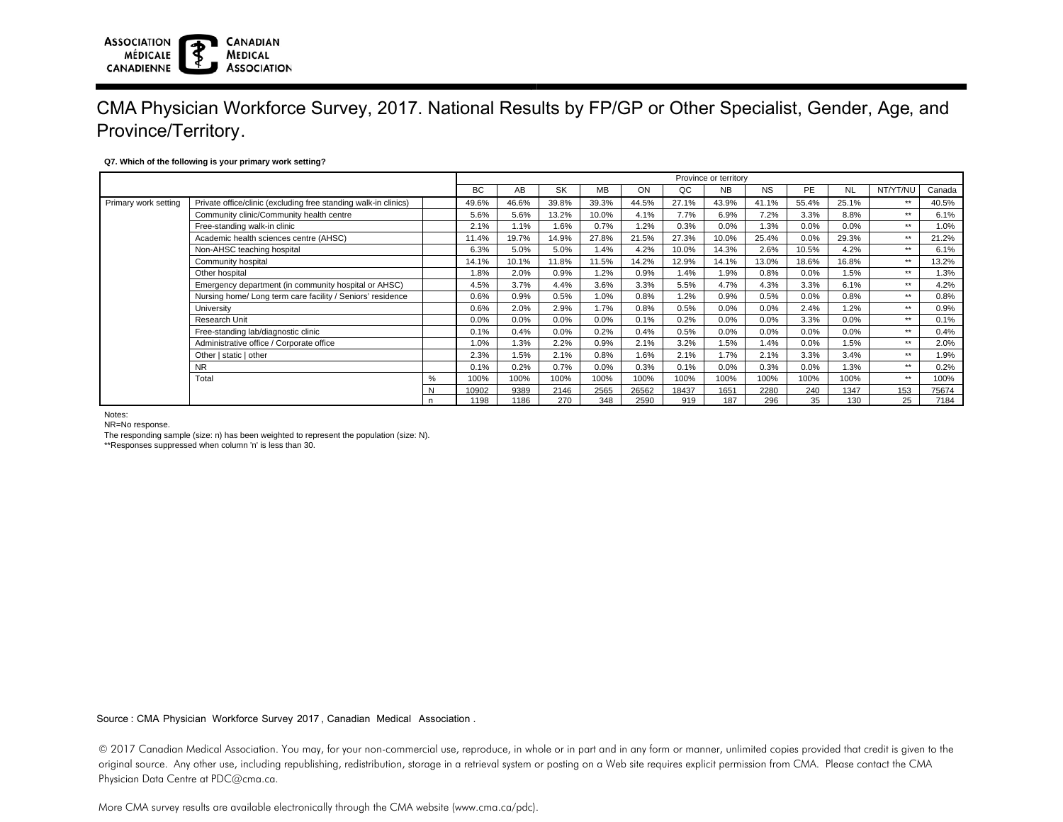# CMA Physician Workforce Survey, 2017. National Results by FP/GP or Other Specialist, Gender, Age, and Province/Territory.

**Q7. Which of the following is your primary work setting?**

| | | | Province or territory | | | | | | | | | | | |
|---|---|---|---|---|---|---|---|---|---|---|---|---|---|---|
| | | | BC | AB | SK | MB | ON | QC | NB | NS | PE | NL | NT/YT/NU | Canada |
| Primary work setting | Private office/clinic (excluding free standing walk-in clinics) | | 49.6% | 46.6% | 39.8% | 39.3% | 44.5% | 27.1% | 43.9% | 41.1% | 55.4% | 25.1% | ** | 40.5% |
| | Community clinic/Community health centre | | 5.6% | 5.6% | 13.2% | 10.0% | 4.1% | 7.7% | 6.9% | 7.2% | 3.3% | 8.8% | ** | 6.1% |
| | Free-standing walk-in clinic | | 2.1% | 1.1% | 1.6% | 0.7% | 1.2% | 0.3% | 0.0% | 1.3% | 0.0% | 0.0% | ** | 1.0% |
| | Academic health sciences centre (AHSC) | | 11.4% | 19.7% | 14.9% | 27.8% | 21.5% | 27.3% | 10.0% | 25.4% | 0.0% | 29.3% | ** | 21.2% |
| | Non-AHSC teaching hospital | | 6.3% | 5.0% | 5.0% | 1.4% | 4.2% | 10.0% | 14.3% | 2.6% | 10.5% | 4.2% | ** | 6.1% |
| | Community hospital | | 14.1% | 10.1% | 11.8% | 11.5% | 14.2% | 12.9% | 14.1% | 13.0% | 18.6% | 16.8% | ** | 13.2% |
| | Other hospital | | 1.8% | 2.0% | 0.9% | 1.2% | 0.9% | 1.4% | 1.9% | 0.8% | 0.0% | 1.5% | ** | 1.3% |
| | Emergency department (in community hospital or AHSC) | | 4.5% | 3.7% | 4.4% | 3.6% | 3.3% | 5.5% | 4.7% | 4.3% | 3.3% | 6.1% | ** | 4.2% |
| | Nursing home/ Long term care facility / Seniors' residence | | 0.6% | 0.9% | 0.5% | 1.0% | 0.8% | 1.2% | 0.9% | 0.5% | 0.0% | 0.8% | ** | 0.8% |
| | University | | 0.6% | 2.0% | 2.9% | 1.7% | 0.8% | 0.5% | 0.0% | 0.0% | 2.4% | 1.2% | ** | 0.9% |
| | Research Unit | | 0.0% | 0.0% | 0.0% | 0.0% | 0.1% | 0.2% | 0.0% | 0.0% | 3.3% | 0.0% | ** | 0.1% |
| | Free-standing lab/diagnostic clinic | | 0.1% | 0.4% | 0.0% | 0.2% | 0.4% | 0.5% | 0.0% | 0.0% | 0.0% | 0.0% | ** | 0.4% |
| | Administrative office / Corporate office | | 1.0% | 1.3% | 2.2% | 0.9% | 2.1% | 3.2% | 1.5% | 1.4% | 0.0% | 1.5% | ** | 2.0% |
| | Other \| static \| other | | 2.3% | 1.5% | 2.1% | 0.8% | 1.6% | 2.1% | 1.7% | 2.1% | 3.3% | 3.4% | ** | 1.9% |
| | NR | | 0.1% | 0.2% | 0.7% | 0.0% | 0.3% | 0.1% | 0.0% | 0.3% | 0.0% | 1.3% | ** | 0.2% |
| | Total | % | 100% | 100% | 100% | 100% | 100% | 100% | 100% | 100% | 100% | 100% | ** | 100% |
| | | N | 10902 | 9389 | 2146 | 2565 | 26562 | 18437 | 1651 | 2280 | 240 | 1347 | 153 | 75674 |
| | | n | 1198 | 1186 | 270 | 348 | 2590 | 919 | 187 | 296 | 35 | 130 | 25 | 7184 |

Notes:
NR=No response.
The responding sample (size: n) has been weighted to represent the population (size: N).
**Responses suppressed when column 'n' is less than 30.

Source : CMA Physician Workforce Survey 2017 , Canadian Medical Association .

© 2017 Canadian Medical Association. You may, for your non-commercial use, reproduce, in whole or in part and in any form or manner, unlimited copies provided that credit is given to the original source. Any other use, including republishing, redistribution, storage in a retrieval system or posting on a Web site requires explicit permission from CMA. Please contact the CMA Physician Data Centre at PDC@cma.ca.

More CMA survey results are available electronically through the CMA website (www.cma.ca/pdc).